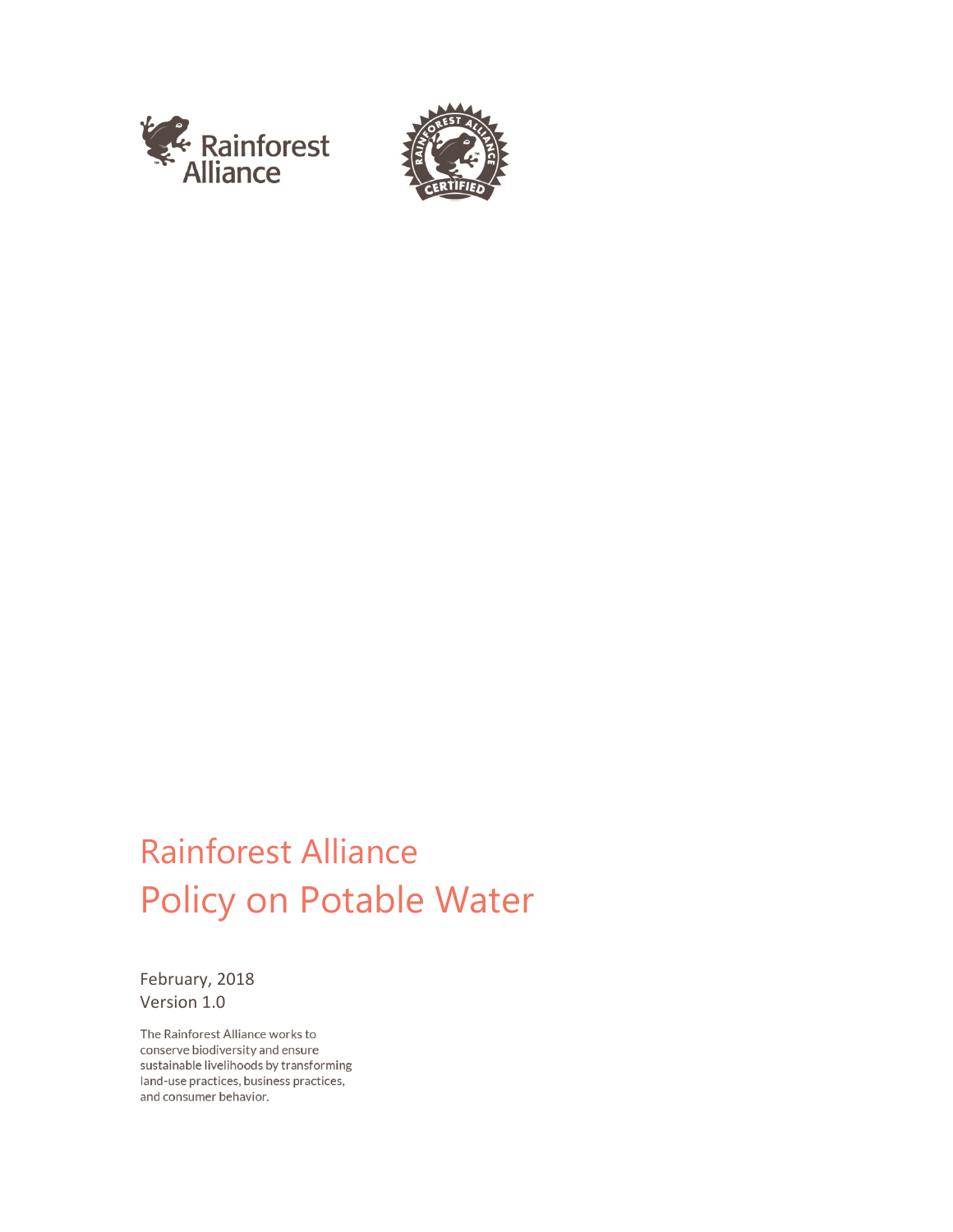# Rainforest Alliance
# Policy on Potable Water

February, 2018
Version 1.0

The Rainforest Alliance works to conserve biodiversity and ensure sustainable livelihoods by transforming land-use practices, business practices, and consumer behavior.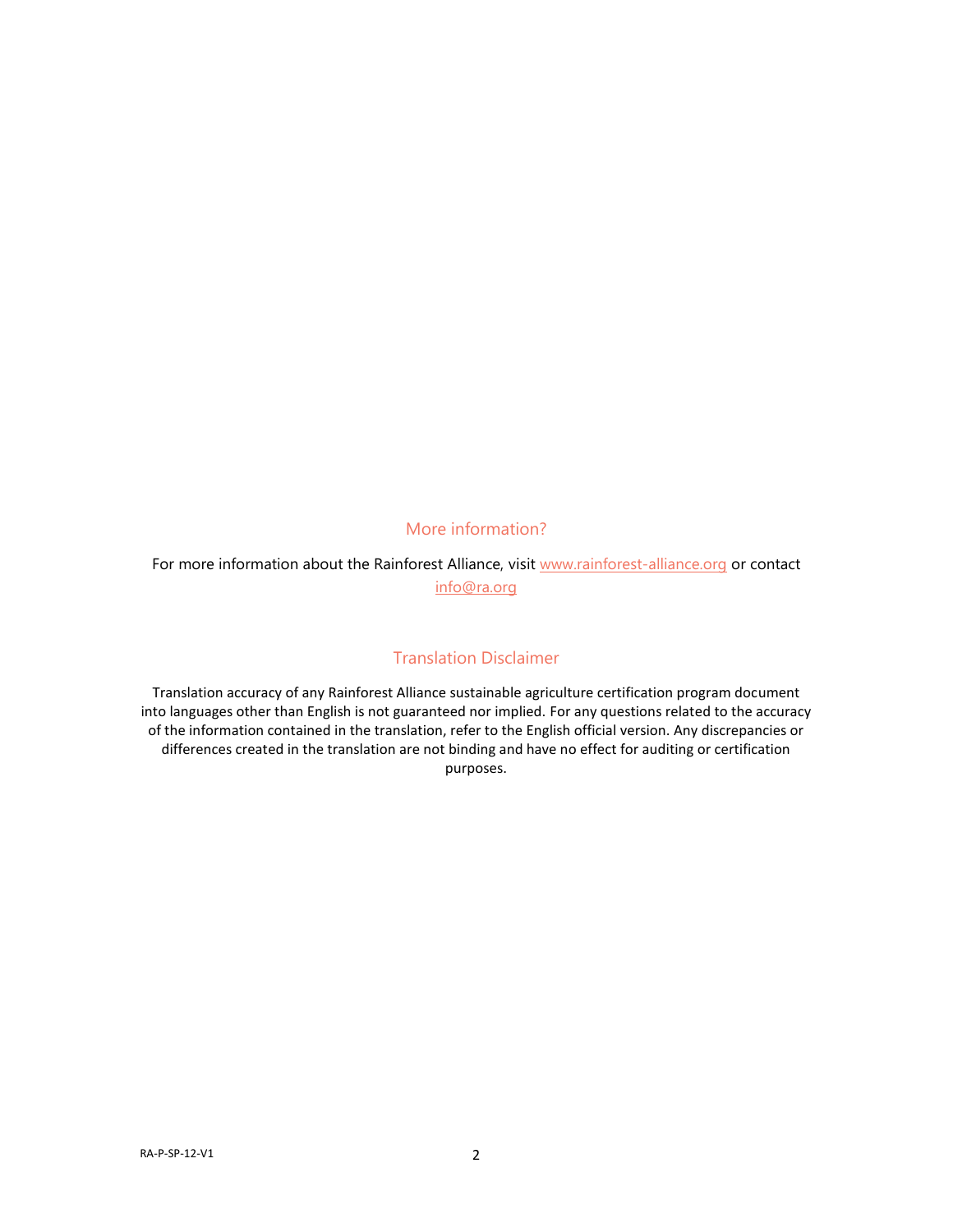## More information?

For more information about the Rainforest Alliance, visit [www.rainforest-alliance.org](http://www.rainforest-alliance.org) or contact [info@ra.org](mailto:info@ra.org)

## Translation Disclaimer

Translation accuracy of any Rainforest Alliance sustainable agriculture certification program document into languages other than English is not guaranteed nor implied. For any questions related to the accuracy of the information contained in the translation, refer to the English official version. Any discrepancies or differences created in the translation are not binding and have no effect for auditing or certification purposes.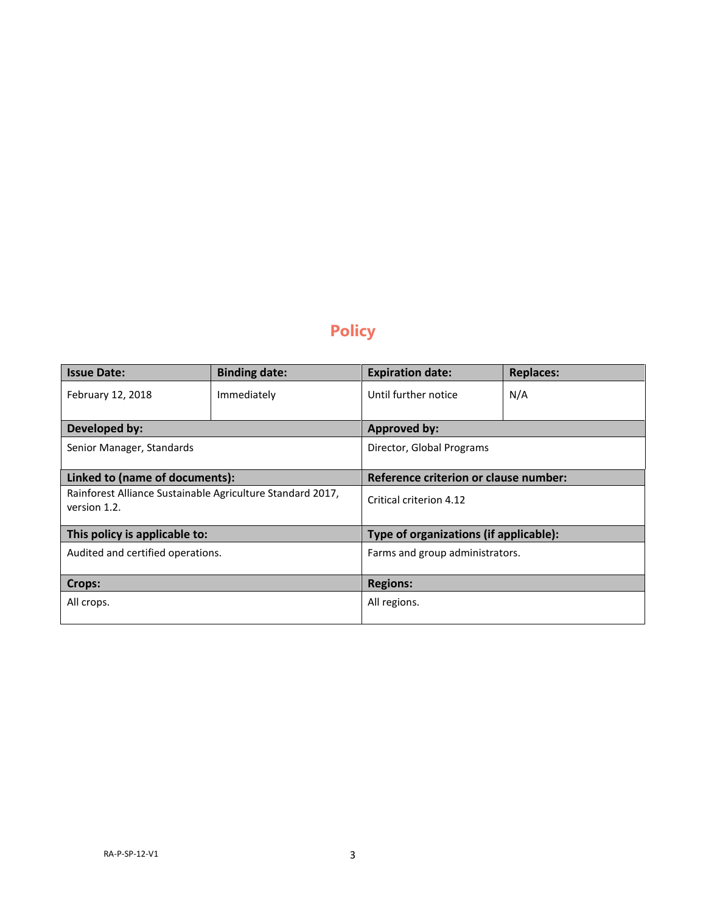# Policy

| Issue Date: | Binding date: | Expiration date: | Replaces: |
|---|---|---|---|
| February 12, 2018 | Immediately | Until further notice | N/A |
| **Developed by:** | | **Approved by:** | |
| Senior Manager, Standards | | Director, Global Programs | |
| **Linked to (name of documents):** | | **Reference criterion or clause number:** | |
| Rainforest Alliance Sustainable Agriculture Standard 2017, version 1.2. | | Critical criterion 4.12 | |
| **This policy is applicable to:** | | **Type of organizations (if applicable):** | |
| Audited and certified operations. | | Farms and group administrators. | |
| **Crops:** | | **Regions:** | |
| All crops. | | All regions. | |

RA-P-SP-12-V1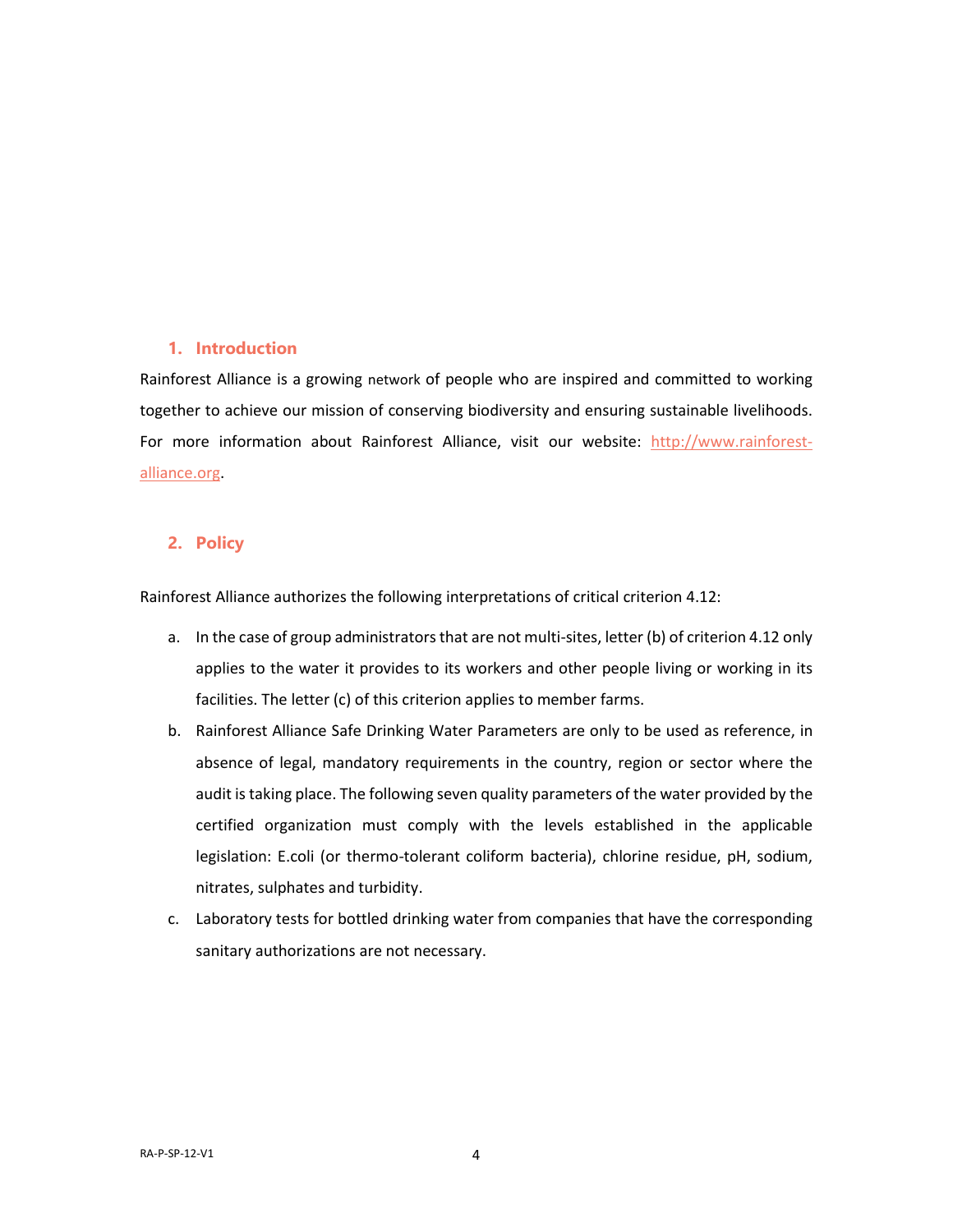## 1. Introduction

Rainforest Alliance is a growing network of people who are inspired and committed to working together to achieve our mission of conserving biodiversity and ensuring sustainable livelihoods. For more information about Rainforest Alliance, visit our website: [http://www.rainforest-alliance.org](http://www.rainforest-alliance.org).

## 2. Policy

Rainforest Alliance authorizes the following interpretations of critical criterion 4.12:

a. In the case of group administrators that are not multi-sites, letter (b) of criterion 4.12 only applies to the water it provides to its workers and other people living or working in its facilities. The letter (c) of this criterion applies to member farms.

b. Rainforest Alliance Safe Drinking Water Parameters are only to be used as reference, in absence of legal, mandatory requirements in the country, region or sector where the audit is taking place. The following seven quality parameters of the water provided by the certified organization must comply with the levels established in the applicable legislation: E.coli (or thermo-tolerant coliform bacteria), chlorine residue, pH, sodium, nitrates, sulphates and turbidity.

c. Laboratory tests for bottled drinking water from companies that have the corresponding sanitary authorizations are not necessary.